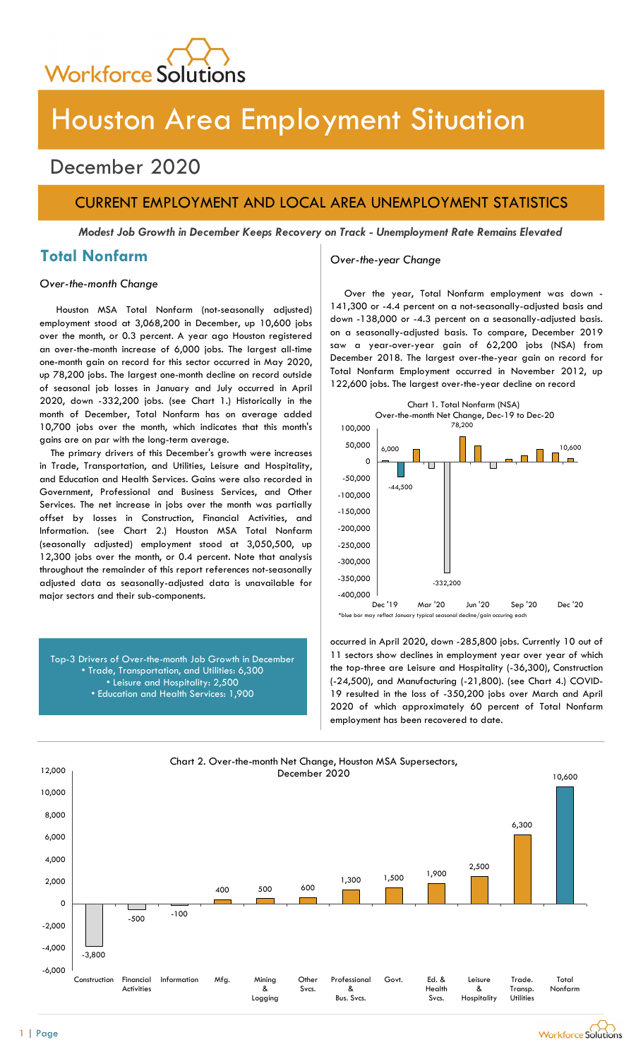# Houston Area Employment Situation

## December 2020

### CURRENT EMPLOYMENT AND LOCAL AREA UNEMPLOYMENT STATISTICS

***Modest Job Growth in December Keeps Recovery on Track - Unemployment Rate Remains Elevated***

## Total Nonfarm

*Over-the-month Change*

Houston MSA Total Nonfarm (not-seasonally adjusted) employment stood at 3,068,200 in December, up 10,600 jobs over the month, or 0.3 percent. A year ago Houston registered an over-the-month increase of 6,000 jobs. The largest all-time one-month gain on record for this sector occurred in May 2020, up 78,200 jobs. The largest one-month decline on record outside of seasonal job losses in January and July occurred in April 2020, down -332,200 jobs. (see Chart 1.) Historically in the month of December, Total Nonfarm has on average added 10,700 jobs over the month, which indicates that this month's gains are on par with the long-term average.

The primary drivers of this December's growth were increases in Trade, Transportation, and Utilities, Leisure and Hospitality, and Education and Health Services. Gains were also recorded in Government, Professional and Business Services, and Other Services. The net increase in jobs over the month was partially offset by losses in Construction, Financial Activities, and Information. (see Chart 2.) Houston MSA Total Nonfarm (seasonally adjusted) employment stood at 3,050,500, up 12,300 jobs over the month, or 0.4 percent. Note that analysis throughout the remainder of this report references not-seasonally adjusted data as seasonally-adjusted data is unavailable for major sectors and their sub-components.

Top-3 Drivers of Over-the-month Job Growth in December
- Trade, Transportation, and Utilities: 6,300
- Leisure and Hospitality: 2,500
- Education and Health Services: 1,900

*Over-the-year Change*

Over the year, Total Nonfarm employment was down -141,300 or -4.4 percent on a not-seasonally-adjusted basis and down -138,000 or -4.3 percent on a seasonally-adjusted basis. on a seasonally-adjusted basis. To compare, December 2019 saw a year-over-year gain of 62,200 jobs (NSA) from December 2018. The largest over-the-year gain on record for Total Nonfarm Employment occurred in November 2012, up 122,600 jobs. The largest over-the-year decline on record occurred in April 2020, down -285,800 jobs. Currently 10 out of 11 sectors show declines in employment year over year of which the top-three are Leisure and Hospitality (-36,300), Construction (-24,500), and Manufacturing (-21,800). (see Chart 4.) COVID-19 resulted in the loss of -350,200 jobs over March and April 2020 of which approximately 60 percent of Total Nonfarm employment has been recovered to date.

Chart 1. Total Nonfarm (NSA) Over-the-month Net Change, Dec-19 to Dec-20

(Labeled values: Dec '19: 6,000; -44,500; 78,200; -332,200; Dec '20: 10,600)

*blue bar may reflect January typical seasonal decline/gain occuring each

Chart 2. Over-the-month Net Change, Houston MSA Supersectors, December 2020

| Supersector | Net Change |
|---|---|
| Construction | -3,800 |
| Financial Activities | -500 |
| Information | -100 |
| Mfg. | 400 |
| Mining & Logging | 500 |
| Other Svcs. | 600 |
| Professional & Bus. Svcs. | 1,300 |
| Govt. | 1,500 |
| Ed. & Health Svcs. | 1,900 |
| Leisure & Hospitality | 2,500 |
| Trade. Transp. Utilities | 6,300 |
| Total Nonfarm | 10,600 |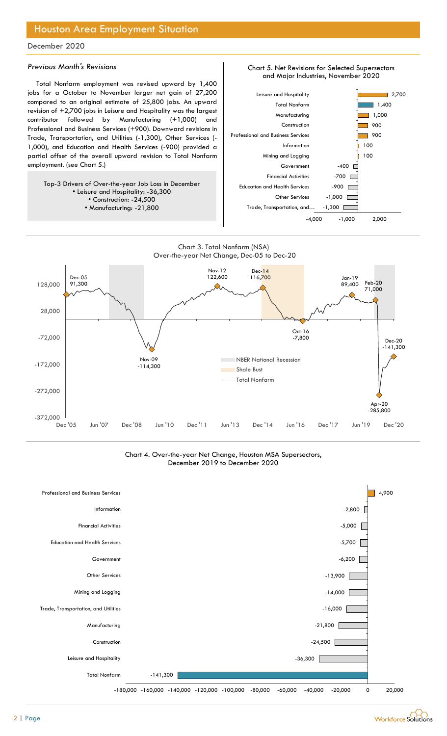# Houston Area Employment Situation

December 2020

### *Previous Month's Revisions*

Total Nonfarm employment was revised upward by 1,400 jobs for a October to November larger net gain of 27,200 compared to an original estimate of 25,800 jobs. An upward revision of +2,700 jobs in Leisure and Hospitality was the largest contributor followed by Manufacturing (+1,000) and Professional and Business Services (+900). Downward revisions in Trade, Transportation, and Utilities (-1,300), Other Services (-1,000), and Education and Health Services (-900) provided a partial offset of the overall upward revision to Total Nonfarm employment. (see Chart 5.)

Top-3 Drivers of Over-the-year Job Loss in December
- Leisure and Hospitality: -36,300
- Construction: -24,500
- Manufacturing: -21,800

Chart 5. Net Revisions for Selected Supersectors and Major Industries, November 2020

| Industry | Revision |
|---|---|
| Leisure and Hospitality | 2,700 |
| Total Nonfarm | 1,400 |
| Manufacturing | 1,000 |
| Construction | 900 |
| Professional and Business Services | 900 |
| Information | 100 |
| Mining and Logging | 100 |
| Government | -400 |
| Financial Activities | -700 |
| Education and Health Services | -900 |
| Other Services | -1,000 |
| Trade, Transportation, and… | -1,300 |

Chart 3. Total Nonfarm (NSA) Over-the-year Net Change, Dec-05 to Dec-20

| Point | Value |
|---|---|
| Dec-05 | 91,300 |
| Nov-09 | -114,300 |
| Nov-12 | 122,600 |
| Dec-14 | 116,700 |
| Oct-16 | -7,800 |
| Jan-19 | 89,400 |
| Feb-20 | 71,000 |
| Apr-20 | -285,800 |
| Dec-20 | -141,300 |

Legend: NBER National Recession; Shale Bust; Total Nonfarm

Chart 4. Over-the-year Net Change, Houston MSA Supersectors, December 2019 to December 2020

| Supersector | Net Change |
|---|---|
| Professional and Business Services | 4,900 |
| Information | -2,800 |
| Financial Activities | -5,000 |
| Education and Health Services | -5,700 |
| Government | -6,200 |
| Other Services | -13,900 |
| Mining and Logging | -14,000 |
| Trade, Transportation, and Utilities | -16,000 |
| Manufacturing | -21,800 |
| Construction | -24,500 |
| Leisure and Hospitality | -36,300 |
| Total Nonfarm | -141,300 |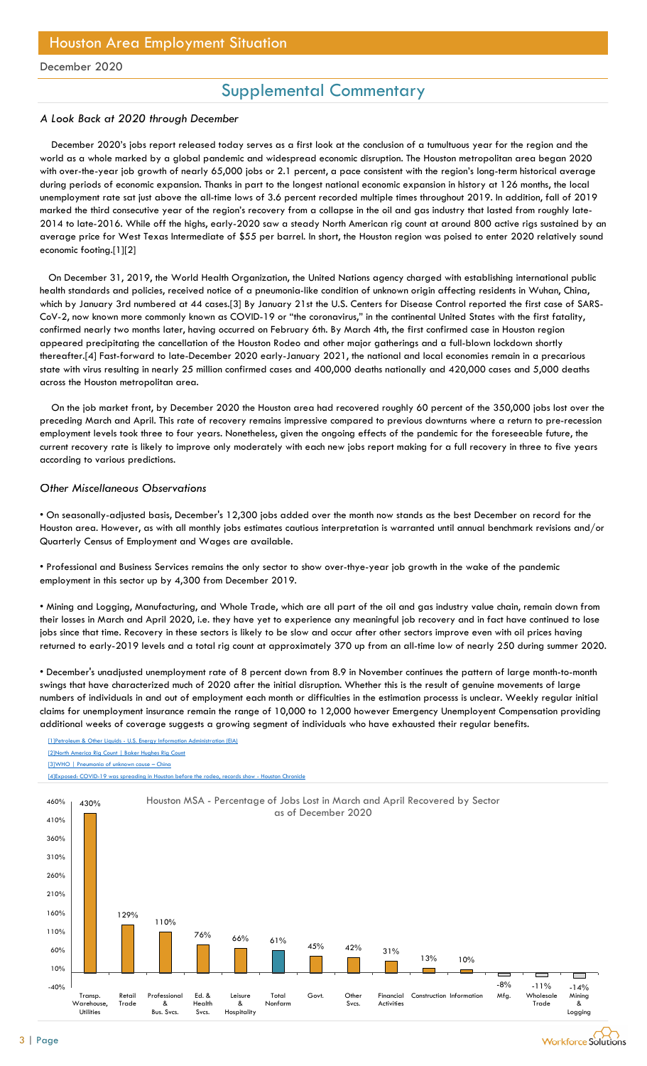# Houston Area Employment Situation

December 2020

## Supplemental Commentary

### *A Look Back at 2020 through December*

December 2020's jobs report released today serves as a first look at the conclusion of a tumultuous year for the region and the world as a whole marked by a global pandemic and widespread economic disruption. The Houston metropolitan area began 2020 with over-the-year job growth of nearly 65,000 jobs or 2.1 percent, a pace consistent with the region's long-term historical average during periods of economic expansion. Thanks in part to the longest national economic expansion in history at 126 months, the local unemployment rate sat just above the all-time lows of 3.6 percent recorded multiple times throughout 2019. In addition, fall of 2019 marked the third consecutive year of the region's recovery from a collapse in the oil and gas industry that lasted from roughly late-2014 to late-2016. While off the highs, early-2020 saw a steady North American rig count at around 800 active rigs sustained by an average price for West Texas Intermediate of $55 per barrel. In short, the Houston region was poised to enter 2020 relatively sound economic footing.[1][2]

On December 31, 2019, the World Health Organization, the United Nations agency charged with establishing international public health standards and policies, received notice of a pneumonia-like condition of unknown origin affecting residents in Wuhan, China, which by January 3rd numbered at 44 cases.[3] By January 21st the U.S. Centers for Disease Control reported the first case of SARS-CoV-2, now known more commonly known as COVID-19 or "the coronavirus," in the continental United States with the first fatality, confirmed nearly two months later, having occurred on February 6th. By March 4th, the first confirmed case in Houston region appeared precipitating the cancellation of the Houston Rodeo and other major gatherings and a full-blown lockdown shortly thereafter.[4] Fast-forward to late-December 2020 early-January 2021, the national and local economies remain in a precarious state with virus resulting in nearly 25 million confirmed cases and 400,000 deaths nationally and 420,000 cases and 5,000 deaths across the Houston metropolitan area.

On the job market front, by December 2020 the Houston area had recovered roughly 60 percent of the 350,000 jobs lost over the preceding March and April. This rate of recovery remains impressive compared to previous downturns where a return to pre-recession employment levels took three to four years. Nonetheless, given the ongoing effects of the pandemic for the foreseeable future, the current recovery rate is likely to improve only moderately with each new jobs report making for a full recovery in three to five years according to various predictions.

### *Other Miscellaneous Observations*

• On seasonally-adjusted basis, December's 12,300 jobs added over the month now stands as the best December on record for the Houston area. However, as with all monthly jobs estimates cautious interpretation is warranted until annual benchmark revisions and/or Quarterly Census of Employment and Wages are available.

• Professional and Business Services remains the only sector to show over-thye-year job growth in the wake of the pandemic employment in this sector up by 4,300 from December 2019.

• Mining and Logging, Manufacturing, and Whole Trade, which are all part of the oil and gas industry value chain, remain down from their losses in March and April 2020, i.e. they have yet to experience any meaningful job recovery and in fact have continued to lose jobs since that time. Recovery in these sectors is likely to be slow and occur after other sectors improve even with oil prices having returned to early-2019 levels and a total rig count at approximately 370 up from an all-time low of nearly 250 during summer 2020.

• December's unadjusted unemployment rate of 8 percent down from 8.9 in November continues the pattern of large month-to-month swings that have characterized much of 2020 after the initial disruption. Whether this is the result of genuine movements of large numbers of individuals in and out of employment each month or difficulties in the estimation processs is unclear. Weekly regular initial claims for unemployment insurance remain the range of 10,000 to 12,000 however Emergency Unemployent Compensation providing additional weeks of coverage suggests a growing segment of individuals who have exhausted their regular benefits.

[1]Petroleum & Other Liquids - U.S. Energy Information Administration (EIA)

[2]North America Rig Count | Baker Hughes Rig Count

[3]WHO | Pneumonia of unknown cause – China

[4]Exposed: COVID-19 was spreading in Houston before the rodeo, records show - Houston Chronicle

**Houston MSA - Percentage of Jobs Lost in March and April Recovered by Sector as of December 2020**

| Sector | Percent Recovered |
|---|---|
| Transp. Warehouse, Utilities | 430% |
| Retail Trade | 129% |
| Professional & Bus. Svcs. | 110% |
| Ed. & Health Svcs. | 76% |
| Leisure & Hospitality | 66% |
| Total Nonfarm | 61% |
| Govt. | 45% |
| Other Svcs. | 42% |
| Financial Activities | 31% |
| Construction | 13% |
| Information | 10% |
| Mfg. | -8% |
| Wholesale Trade | -11% |
| Mining & Logging | -14% |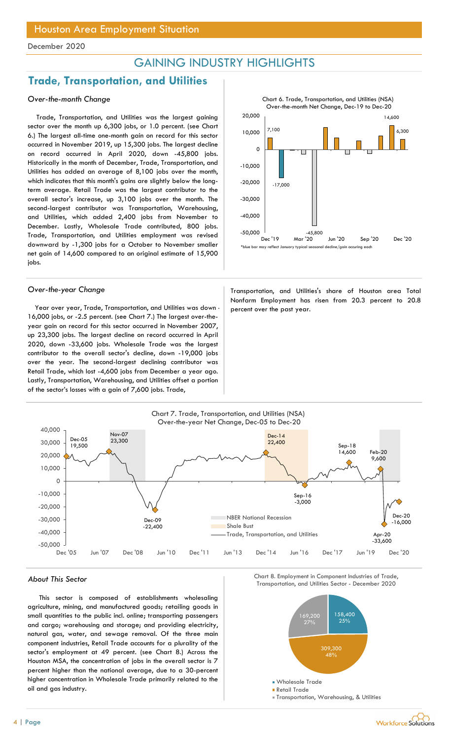## GAINING INDUSTRY HIGHLIGHTS

## Trade, Transportation, and Utilities

### *Over-the-month Change*

Trade, Transportation, and Utilities was the largest gaining sector over the month up 6,300 jobs, or 1.0 percent. (see Chart 6.) The largest all-time one-month gain on record for this sector occurred in November 2019, up 15,300 jobs. The largest decline on record occurred in April 2020, down -45,800 jobs. Historically in the month of December, Trade, Transportation, and Utilities has added an average of 8,100 jobs over the month, which indicates that this month's gains are slightly below the long-term average. Retail Trade was the largest contributor to the overall sector's increase, up 3,100 jobs over the month. The second-largest contributor was Transportation, Warehousing, and Utilities, which added 2,400 jobs from November to December. Lastly, Wholesale Trade contributed, 800 jobs. Trade, Transportation, and Utilities employment was revised downward by -1,300 jobs for a October to November smaller net gain of 14,600 compared to an original estimate of 15,900 jobs.

Chart 6. Trade, Transportation, and Utilities (NSA) Over-the-month Net Change, Dec-19 to Dec-20

*blue bar may reflect January typical seasonal decline/gain occuring each

### *Over-the-year Change*

Year over year, Trade, Transportation, and Utilities was down -16,000 jobs, or -2.5 percent. (see Chart 7.) The largest over-the-year gain on record for this sector occurred in November 2007, up 23,300 jobs. The largest decline on record occurred in April 2020, down -33,600 jobs. Wholesale Trade was the largest contributor to the overall sector's decline, down -19,000 jobs over the year. The second-largest declining contributor was Retail Trade, which lost -4,600 jobs from December a year ago. Lastly, Transportation, Warehousing, and Utilities offset a portion of the sector's losses with a gain of 7,600 jobs. Trade, Transportation, and Utilities's share of Houston area Total Nonfarm Employment has risen from 20.3 percent to 20.8 percent over the past year.

Chart 7. Trade, Transportation, and Utilities (NSA) Over-the-year Net Change, Dec-05 to Dec-20

### *About This Sector*

This sector is composed of establishments wholesaling agriculture, mining, and manufactured goods; retailing goods in small quantities to the public incl. online; transporting passengers and cargo; warehousing and storage; and providing electricity, natural gas, water, and sewage removal. Of the three main component industries, Retail Trade accounts for a plurality of the sector's employment at 49 percent. (see Chart 8.) Across the Houston MSA, the concentration of jobs in the overall sector is 7 percent higher than the national average, due to a 30-percent higher concentration in Wholesale Trade primarily related to the oil and gas industry.

Chart 8. Employment in Component Industries of Trade, Transportation, and Utilities Sector - December 2020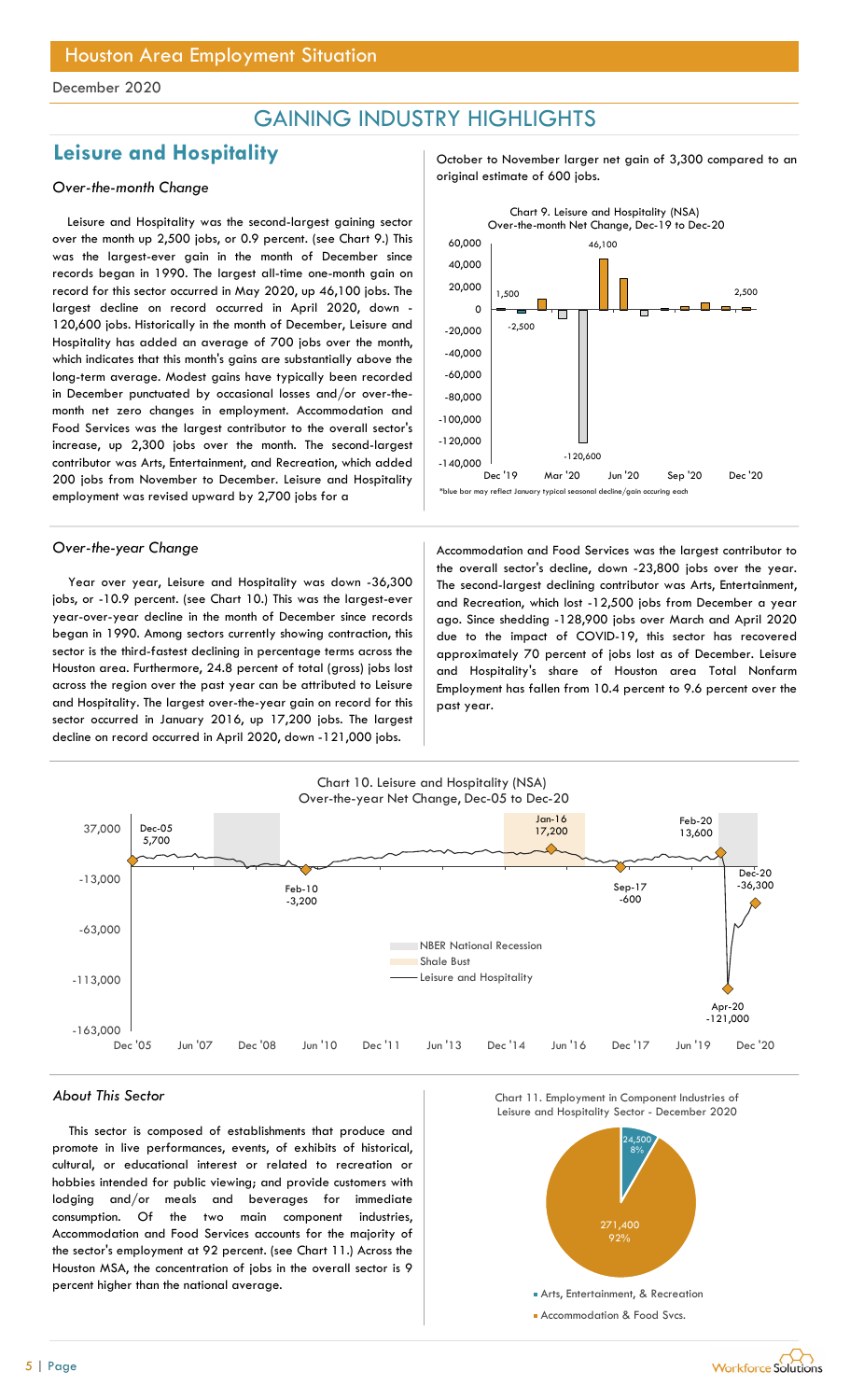## GAINING INDUSTRY HIGHLIGHTS

## Leisure and Hospitality

### *Over-the-month Change*

Leisure and Hospitality was the second-largest gaining sector over the month up 2,500 jobs, or 0.9 percent. (see Chart 9.) This was the largest-ever gain in the month of December since records began in 1990. The largest all-time one-month gain on record for this sector occurred in May 2020, up 46,100 jobs. The largest decline on record occurred in April 2020, down -120,600 jobs. Historically in the month of December, Leisure and Hospitality has added an average of 700 jobs over the month, which indicates that this month's gains are substantially above the long-term average. Modest gains have typically been recorded in December punctuated by occasional losses and/or over-the-month net zero changes in employment. Accommodation and Food Services was the largest contributor to the overall sector's increase, up 2,300 jobs over the month. The second-largest contributor was Arts, Entertainment, and Recreation, which added 200 jobs from November to December. Leisure and Hospitality employment was revised upward by 2,700 jobs for a October to November larger net gain of 3,300 compared to an original estimate of 600 jobs.

Chart 9. Leisure and Hospitality (NSA) Over-the-month Net Change, Dec-19 to Dec-20

*blue bar may reflect January typical seasonal decline/gain occuring each

### *Over-the-year Change*

Year over year, Leisure and Hospitality was down -36,300 jobs, or -10.9 percent. (see Chart 10.) This was the largest-ever year-over-year decline in the month of December since records began in 1990. Among sectors currently showing contraction, this sector is the third-fastest declining in percentage terms across the Houston area. Furthermore, 24.8 percent of total (gross) jobs lost across the region over the past year can be attributed to Leisure and Hospitality. The largest over-the-year gain on record for this sector occurred in January 2016, up 17,200 jobs. The largest decline on record occurred in April 2020, down -121,000 jobs. Accommodation and Food Services was the largest contributor to the overall sector's decline, down -23,800 jobs over the year. The second-largest declining contributor was Arts, Entertainment, and Recreation, which lost -12,500 jobs from December a year ago. Since shedding -128,900 jobs over March and April 2020 due to the impact of COVID-19, this sector has recovered approximately 70 percent of jobs lost as of December. Leisure and Hospitality's share of Houston area Total Nonfarm Employment has fallen from 10.4 percent to 9.6 percent over the past year.

Chart 10. Leisure and Hospitality (NSA) Over-the-year Net Change, Dec-05 to Dec-20

### *About This Sector*

This sector is composed of establishments that produce and promote in live performances, events, of exhibits of historical, cultural, or educational interest or related to recreation or hobbies intended for public viewing; and provide customers with lodging and/or meals and beverages for immediate consumption. Of the two main component industries, Accommodation and Food Services accounts for the majority of the sector's employment at 92 percent. (see Chart 11.) Across the Houston MSA, the concentration of jobs in the overall sector is 9 percent higher than the national average.

Chart 11. Employment in Component Industries of Leisure and Hospitality Sector - December 2020

| Component | Employment | Share |
|---|---|---|
| Arts, Entertainment, & Recreation | 24,500 | 8% |
| Accommodation & Food Svcs. | 271,400 | 92% |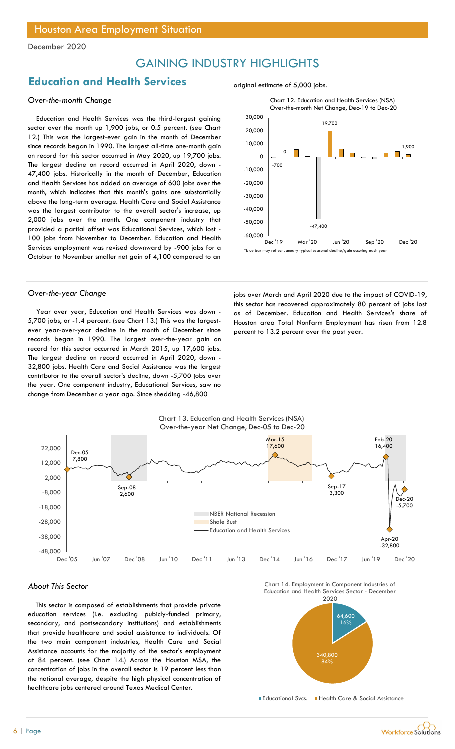# GAINING INDUSTRY HIGHLIGHTS

## Education and Health Services

### *Over-the-month Change*

Education and Health Services was the third-largest gaining sector over the month up 1,900 jobs, or 0.5 percent. (see Chart 12.) This was the largest-ever gain in the month of December since records began in 1990. The largest all-time one-month gain on record for this sector occurred in May 2020, up 19,700 jobs. The largest decline on record occurred in April 2020, down -47,400 jobs. Historically in the month of December, Education and Health Services has added an average of 600 jobs over the month, which indicates that this month's gains are substantially above the long-term average. Health Care and Social Assistance was the largest contributor to the overall sector's increase, up 2,000 jobs over the month. One component industry that provided a partial offset was Educational Services, which lost -100 jobs from November to December. Education and Health Services employment was revised downward by -900 jobs for a October to November smaller net gain of 4,100 compared to an original estimate of 5,000 jobs.

Chart 12. Education and Health Services (NSA) Over-the-month Net Change, Dec-19 to Dec-20

*blue bar may reflect January typical seasonal decline/gain occuring each year

### *Over-the-year Change*

Year over year, Education and Health Services was down -5,700 jobs, or -1.4 percent. (see Chart 13.) This was the largest-ever year-over-year decline in the month of December since records began in 1990. The largest over-the-year gain on record for this sector occurred in March 2015, up 17,600 jobs. The largest decline on record occurred in April 2020, down -32,800 jobs. Health Care and Social Assistance was the largest contributor to the overall sector's decline, down -5,700 jobs over the year. One component industry, Educational Services, saw no change from December a year ago. Since shedding -46,800 jobs over March and April 2020 due to the impact of COVID-19, this sector has recovered approximately 80 percent of jobs lost as of December. Education and Health Services's share of Houston area Total Nonfarm Employment has risen from 12.8 percent to 13.2 percent over the past year.

Chart 13. Education and Health Services (NSA) Over-the-year Net Change, Dec-05 to Dec-20

### *About This Sector*

This sector is composed of establishments that provide private education services (i.e. excluding pubicly-funded primary, secondary, and postsecondary institutions) and establishments that provide healthcare and social assistance to individuals. Of the two main component industries, Health Care and Social Assistance accounts for the majority of the sector's employment at 84 percent. (see Chart 14.) Across the Houston MSA, the concentration of jobs in the overall sector is 19 percent less than the national average, despite the high physical concentration of healthcare jobs centered around Texas Medical Center.

Chart 14. Employment in Component Industries of Education and Health Services Sector - December 2020

| Component | Employment | Share |
| --- | --- | --- |
| Educational Svcs. | 64,600 | 16% |
| Health Care & Social Assistance | 340,800 | 84% |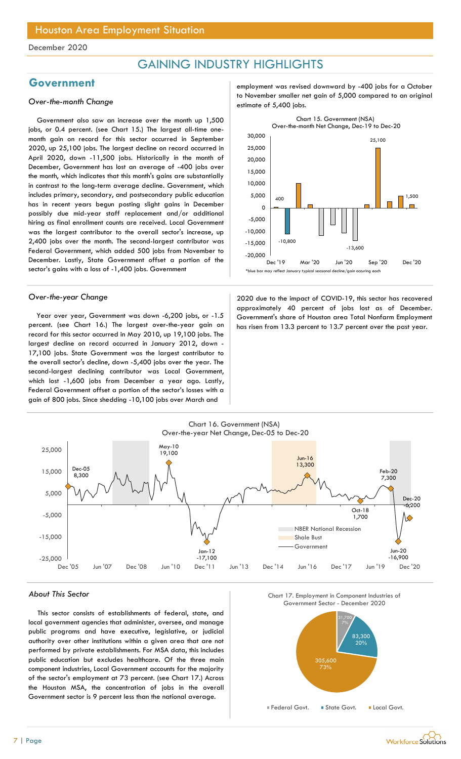December 2020

# GAINING INDUSTRY HIGHLIGHTS

## Government

### *Over-the-month Change*

Government also saw an increase over the month up 1,500 jobs, or 0.4 percent. (see Chart 15.) The largest all-time one-month gain on record for this sector occurred in September 2020, up 25,100 jobs. The largest decline on record occurred in April 2020, down -11,500 jobs. Historically in the month of December, Government has lost an average of -400 jobs over the month, which indicates that this month's gains are substantially in contrast to the long-term average decline. Government, which includes primary, secondary, and postsecondary public education has in recent years begun posting slight gains in December possibly due mid-year staff replacement and/or additional hiring as final enrollment counts are received. Local Government was the largest contributor to the overall sector's increase, up 2,400 jobs over the month. The second-largest contributor was Federal Government, which added 500 jobs from November to December. Lastly, State Government offset a portion of the sector's gains with a loss of -1,400 jobs. Government employment was revised downward by -400 jobs for a October to November smaller net gain of 5,000 compared to an original estimate of 5,400 jobs.

Chart 15. Government (NSA) Over-the-month Net Change, Dec-19 to Dec-20

*blue bar may reflect January typical seasonal decline/gain occuring each

### *Over-the-year Change*

Year over year, Government was down -6,200 jobs, or -1.5 percent. (see Chart 16.) The largest over-the-year gain on record for this sector occurred in May 2010, up 19,100 jobs. The largest decline on record occurred in January 2012, down -17,100 jobs. State Government was the largest contributor to the overall sector's decline, down -5,400 jobs over the year. The second-largest declining contributor was Local Government, which lost -1,600 jobs from December a year ago. Lastly, Federal Government offset a portion of the sector's losses with a gain of 800 jobs. Since shedding -10,100 jobs over March and 2020 due to the impact of COVID-19, this sector has recovered approximately 40 percent of jobs lost as of December. Government's share of Houston area Total Nonfarm Employment has risen from 13.3 percent to 13.7 percent over the past year.

Chart 16. Government (NSA) Over-the-year Net Change, Dec-05 to Dec-20

### *About This Sector*

This sector consists of establishments of federal, state, and local government agencies that administer, oversee, and manage public programs and have executive, legislative, or judicial authority over other institutions within a given area that are not performed by private establishments. For MSA data, this includes public education but excludes healthcare. Of the three main component industries, Local Government accounts for the majority of the sector's employment at 73 percent. (see Chart 17.) Across the Houston MSA, the concentration of jobs in the overall Government sector is 9 percent less than the national average.

Chart 17. Employment in Component Industries of Government Sector - December 2020

| Component | Employment | Share |
|---|---|---|
| Federal Govt. | 31,700 | 7% |
| State Govt. | 83,300 | 20% |
| Local Govt. | 305,600 | 73% |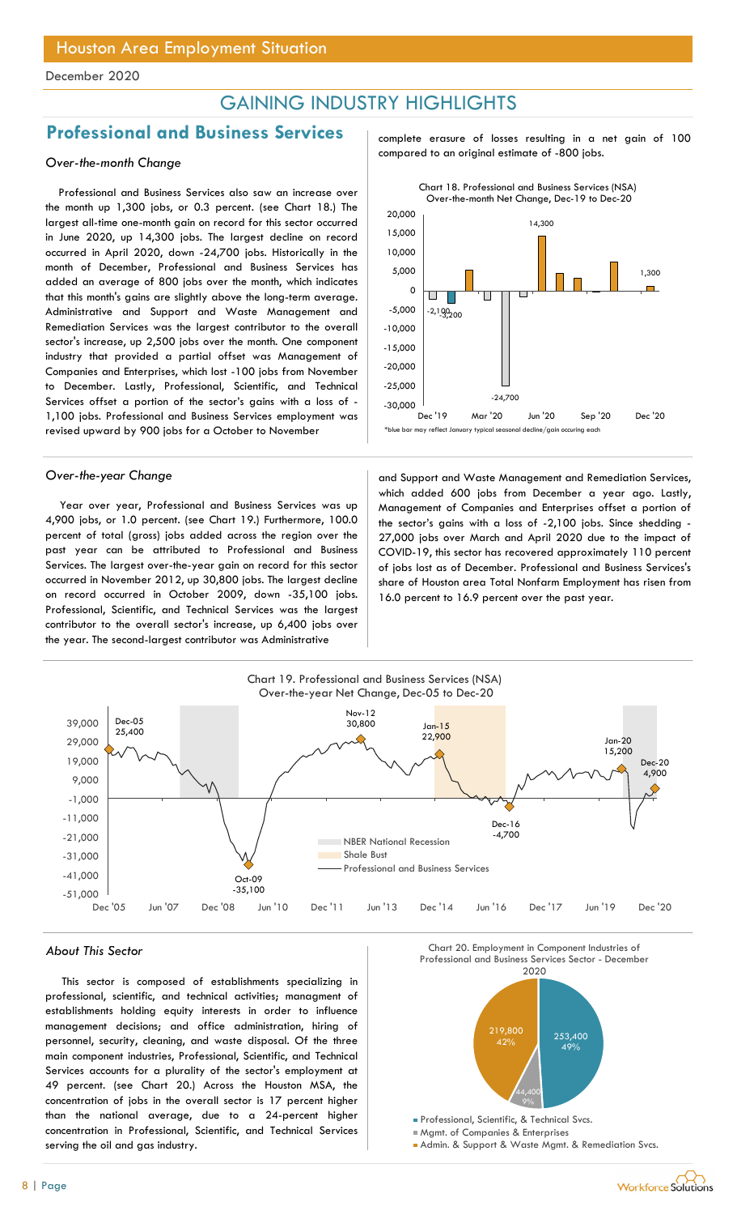Houston Area Employment Situation

December 2020

# GAINING INDUSTRY HIGHLIGHTS

## Professional and Business Services

### *Over-the-month Change*

Professional and Business Services also saw an increase over the month up 1,300 jobs, or 0.3 percent. (see Chart 18.) The largest all-time one-month gain on record for this sector occurred in June 2020, up 14,300 jobs. The largest decline on record occurred in April 2020, down -24,700 jobs. Historically in the month of December, Professional and Business Services has added an average of 800 jobs over the month, which indicates that this month's gains are slightly above the long-term average. Administrative and Support and Waste Management and Remediation Services was the largest contributor to the overall sector's increase, up 2,500 jobs over the month. One component industry that provided a partial offset was Management of Companies and Enterprises, which lost -100 jobs from November to December. Lastly, Professional, Scientific, and Technical Services offset a portion of the sector's gains with a loss of -1,100 jobs. Professional and Business Services employment was revised upward by 900 jobs for a October to November complete erasure of losses resulting in a net gain of 100 compared to an original estimate of -800 jobs.

Chart 18. Professional and Business Services (NSA) Over-the-month Net Change, Dec-19 to Dec-20

*blue bar may reflect January typical seasonal decline/gain occuring each

### *Over-the-year Change*

Year over year, Professional and Business Services was up 4,900 jobs, or 1.0 percent. (see Chart 19.) Furthermore, 100.0 percent of total (gross) jobs added across the region over the past year can be attributed to Professional and Business Services. The largest over-the-year gain on record for this sector occurred in November 2012, up 30,800 jobs. The largest decline on record occurred in October 2009, down -35,100 jobs. Professional, Scientific, and Technical Services was the largest contributor to the overall sector's increase, up 6,400 jobs over the year. The second-largest contributor was Administrative and Support and Waste Management and Remediation Services, which added 600 jobs from December a year ago. Lastly, Management of Companies and Enterprises offset a portion of the sector's gains with a loss of -2,100 jobs. Since shedding -27,000 jobs over March and April 2020 due to the impact of COVID-19, this sector has recovered approximately 110 percent of jobs lost as of December. Professional and Business Services's share of Houston area Total Nonfarm Employment has risen from 16.0 percent to 16.9 percent over the past year.

Chart 19. Professional and Business Services (NSA) Over-the-year Net Change, Dec-05 to Dec-20

### *About This Sector*

This sector is composed of establishments specializing in professional, scientific, and technical activities; managment of establishments holding equity interests in order to influence management decisions; and office administration, hiring of personnel, security, cleaning, and waste disposal. Of the three main component industries, Professional, Scientific, and Technical Services accounts for a plurality of the sector's employment at 49 percent. (see Chart 20.) Across the Houston MSA, the concentration of jobs in the overall sector is 17 percent higher than the national average, due to a 24-percent higher concentration in Professional, Scientific, and Technical Services serving the oil and gas industry.

Chart 20. Employment in Component Industries of Professional and Business Services Sector - December 2020

- Professional, Scientific, & Technical Svcs. — 253,400 (49%)
- Mgmt. of Companies & Enterprises — 44,400 (9%)
- Admin. & Support & Waste Mgmt. & Remediation Svcs. — 219,800 (42%)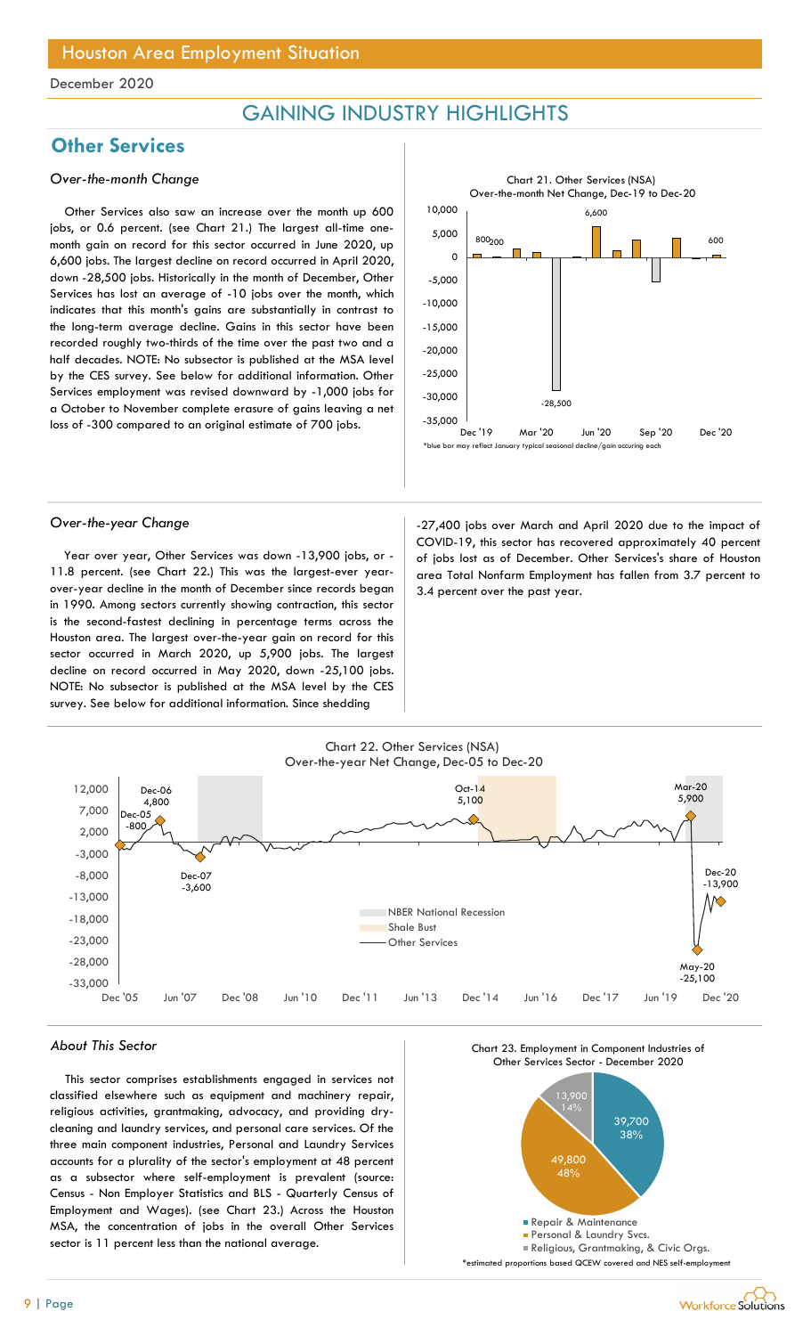Houston Area Employment Situation

December 2020

## GAINING INDUSTRY HIGHLIGHTS

## Other Services

### *Over-the-month Change*

Other Services also saw an increase over the month up 600 jobs, or 0.6 percent. (see Chart 21.) The largest all-time one-month gain on record for this sector occurred in June 2020, up 6,600 jobs. The largest decline on record occurred in April 2020, down -28,500 jobs. Historically in the month of December, Other Services has lost an average of -10 jobs over the month, which indicates that this month's gains are substantially in contrast to the long-term average decline. Gains in this sector have been recorded roughly two-thirds of the time over the past two and a half decades. NOTE: No subsector is published at the MSA level by the CES survey. See below for additional information. Other Services employment was revised downward by -1,000 jobs for a October to November complete erasure of gains leaving a net loss of -300 compared to an original estimate of 700 jobs.

Chart 21. Other Services (NSA)
Over-the-month Net Change, Dec-19 to Dec-20

*blue bar may reflect January typical seasonal decline/gain occuring each

### *Over-the-year Change*

Year over year, Other Services was down -13,900 jobs, or -11.8 percent. (see Chart 22.) This was the largest-ever year-over-year decline in the month of December since records began in 1990. Among sectors currently showing contraction, this sector is the second-fastest declining in percentage terms across the Houston area. The largest over-the-year gain on record for this sector occurred in March 2020, up 5,900 jobs. The largest decline on record occurred in May 2020, down -25,100 jobs. NOTE: No subsector is published at the MSA level by the CES survey. See below for additional information. Since shedding -27,400 jobs over March and April 2020 due to the impact of COVID-19, this sector has recovered approximately 40 percent of jobs lost as of December. Other Services's share of Houston area Total Nonfarm Employment has fallen from 3.7 percent to 3.4 percent over the past year.

Chart 22. Other Services (NSA)
Over-the-year Net Change, Dec-05 to Dec-20

### *About This Sector*

This sector comprises establishments engaged in services not classified elsewhere such as equipment and machinery repair, religious activities, grantmaking, advocacy, and providing dry-cleaning and laundry services, and personal care services. Of the three main component industries, Personal and Laundry Services accounts for a plurality of the sector's employment at 48 percent as a subsector where self-employment is prevalent (source: Census - Non Employer Statistics and BLS - Quarterly Census of Employment and Wages). (see Chart 23.) Across the Houston MSA, the concentration of jobs in the overall Other Services sector is 11 percent less than the national average.

Chart 23. Employment in Component Industries of Other Services Sector - December 2020

*estimated proportions based QCEW covered and NES self-employment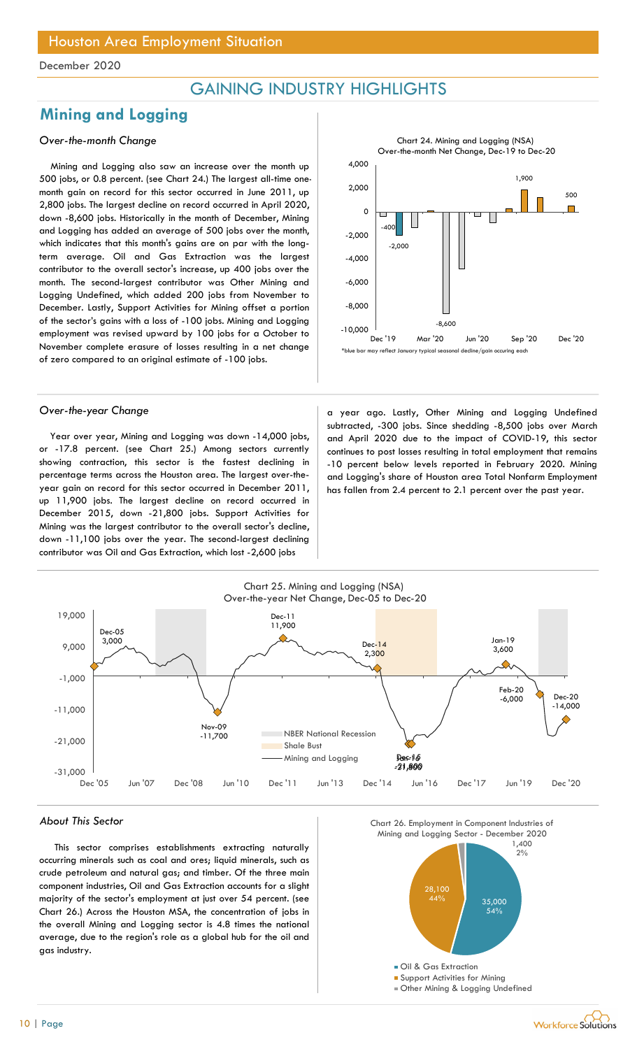# Houston Area Employment Situation

December 2020

## GAINING INDUSTRY HIGHLIGHTS

## Mining and Logging

### *Over-the-month Change*

Mining and Logging also saw an increase over the month up 500 jobs, or 0.8 percent. (see Chart 24.) The largest all-time one-month gain on record for this sector occurred in June 2011, up 2,800 jobs. The largest decline on record occurred in April 2020, down -8,600 jobs. Historically in the month of December, Mining and Logging has added an average of 500 jobs over the month, which indicates that this month's gains are on par with the long-term average. Oil and Gas Extraction was the largest contributor to the overall sector's increase, up 400 jobs over the month. The second-largest contributor was Other Mining and Logging Undefined, which added 200 jobs from November to December. Lastly, Support Activities for Mining offset a portion of the sector's gains with a loss of -100 jobs. Mining and Logging employment was revised upward by 100 jobs for a October to November complete erasure of losses resulting in a net change of zero compared to an original estimate of -100 jobs.

Chart 24. Mining and Logging (NSA) Over-the-month Net Change, Dec-19 to Dec-20

*blue bar may reflect January typical seasonal decline/gain occuring each

### *Over-the-year Change*

Year over year, Mining and Logging was down -14,000 jobs, or -17.8 percent. (see Chart 25.) Among sectors currently showing contraction, this sector is the fastest declining in percentage terms across the Houston area. The largest over-the-year gain on record for this sector occurred in December 2011, up 11,900 jobs. The largest decline on record occurred in December 2015, down -21,800 jobs. Support Activities for Mining was the largest contributor to the overall sector's decline, down -11,100 jobs over the year. The second-largest declining contributor was Oil and Gas Extraction, which lost -2,600 jobs a year ago. Lastly, Other Mining and Logging Undefined subtracted, -300 jobs. Since shedding -8,500 jobs over March and April 2020 due to the impact of COVID-19, this sector continues to post losses resulting in total employment that remains -10 percent below levels reported in February 2020. Mining and Logging's share of Houston area Total Nonfarm Employment has fallen from 2.4 percent to 2.1 percent over the past year.

Chart 25. Mining and Logging (NSA) Over-the-year Net Change, Dec-05 to Dec-20

### *About This Sector*

This sector comprises establishments extracting naturally occurring minerals such as coal and ores; liquid minerals, such as crude petroleum and natural gas; and timber. Of the three main component industries, Oil and Gas Extraction accounts for a slight majority of the sector's employment at just over 54 percent. (see Chart 26.) Across the Houston MSA, the concentration of jobs in the overall Mining and Logging sector is 4.8 times the national average, due to the region's role as a global hub for the oil and gas industry.

Chart 26. Employment in Component Industries of Mining and Logging Sector - December 2020

| Industry | Employment | Share |
|---|---|---|
| Oil & Gas Extraction | 35,000 | 54% |
| Support Activities for Mining | 28,100 | 44% |
| Other Mining & Logging Undefined | 1,400 | 2% |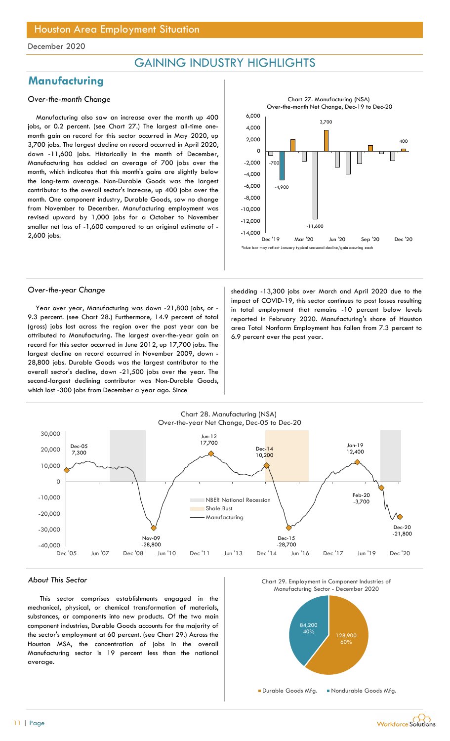# Houston Area Employment Situation

December 2020

## GAINING INDUSTRY HIGHLIGHTS

## Manufacturing

### *Over-the-month Change*

Manufacturing also saw an increase over the month up 400 jobs, or 0.2 percent. (see Chart 27.) The largest all-time one-month gain on record for this sector occurred in May 2020, up 3,700 jobs. The largest decline on record occurred in April 2020, down -11,600 jobs. Historically in the month of December, Manufacturing has added an average of 700 jobs over the month, which indicates that this month's gains are slightly below the long-term average. Non-Durable Goods was the largest contributor to the overall sector's increase, up 400 jobs over the month. One component industry, Durable Goods, saw no change from November to December. Manufacturing employment was revised upward by 1,000 jobs for a October to November smaller net loss of -1,600 compared to an original estimate of -2,600 jobs.

Chart 27. Manufacturing (NSA) Over-the-month Net Change, Dec-19 to Dec-20

*blue bar may reflect January typical seasonal decline/gain occuring each

### *Over-the-year Change*

Year over year, Manufacturing was down -21,800 jobs, or -9.3 percent. (see Chart 28.) Furthermore, 14.9 percent of total (gross) jobs lost across the region over the past year can be attributed to Manufacturing. The largest over-the-year gain on record for this sector occurred in June 2012, up 17,700 jobs. The largest decline on record occurred in November 2009, down -28,800 jobs. Durable Goods was the largest contributor to the overall sector's decline, down -21,500 jobs over the year. The second-largest declining contributor was Non-Durable Goods, which lost -300 jobs from December a year ago. Since shedding -13,300 jobs over March and April 2020 due to the impact of COVID-19, this sector continues to post losses resulting in total employment that remains -10 percent below levels reported in February 2020. Manufacturing's share of Houston area Total Nonfarm Employment has fallen from 7.3 percent to 6.9 percent over the past year.

Chart 28. Manufacturing (NSA) Over-the-year Net Change, Dec-05 to Dec-20

### *About This Sector*

This sector comprises establishments engaged in the mechanical, physical, or chemical transformation of materials, substances, or components into new products. Of the two main component industries, Durable Goods accounts for the majority of the sector's employment at 60 percent. (see Chart 29.) Across the Houston MSA, the concentration of jobs in the overall Manufacturing sector is 19 percent less than the national average.

Chart 29. Employment in Component Industries of Manufacturing Sector - December 2020

| Component | Employment | Share |
|---|---|---|
| Durable Goods Mfg. | 128,900 | 60% |
| Nondurable Goods Mfg. | 84,200 | 40% |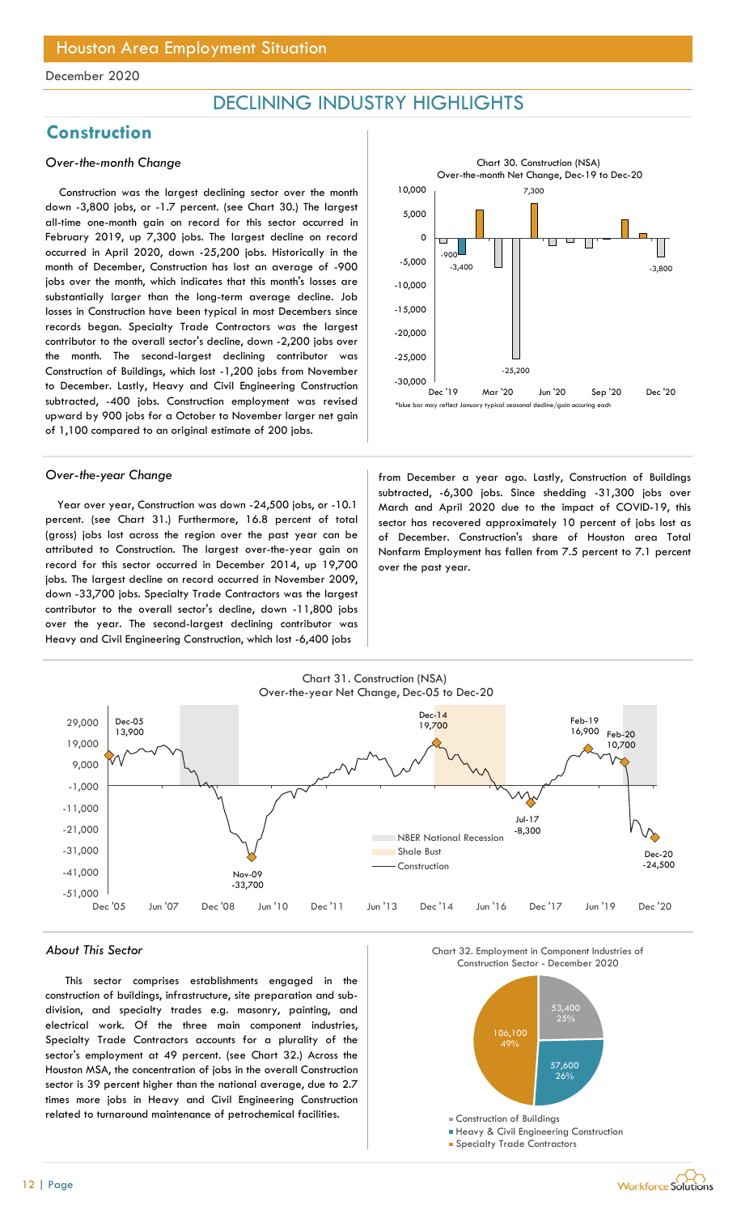December 2020

# DECLINING INDUSTRY HIGHLIGHTS

## Construction

### *Over-the-month Change*

Construction was the largest declining sector over the month down -3,800 jobs, or -1.7 percent. (see Chart 30.) The largest all-time one-month gain on record for this sector occurred in February 2019, up 7,300 jobs. The largest decline on record occurred in April 2020, down -25,200 jobs. Historically in the month of December, Construction has lost an average of -900 jobs over the month, which indicates that this month's losses are substantially larger than the long-term average decline. Job losses in Construction have been typical in most Decembers since records began. Specialty Trade Contractors was the largest contributor to the overall sector's decline, down -2,200 jobs over the month. The second-largest declining contributor was Construction of Buildings, which lost -1,200 jobs from November to December. Lastly, Heavy and Civil Engineering Construction subtracted, -400 jobs. Construction employment was revised upward by 900 jobs for a October to November larger net gain of 1,100 compared to an original estimate of 200 jobs.

Chart 30. Construction (NSA) Over-the-month Net Change, Dec-19 to Dec-20

*blue bar may reflect January typical seasonal decline/gain occuring each

### *Over-the-year Change*

Year over year, Construction was down -24,500 jobs, or -10.1 percent. (see Chart 31.) Furthermore, 16.8 percent of total (gross) jobs lost across the region over the past year can be attributed to Construction. The largest over-the-year gain on record for this sector occurred in December 2014, up 19,700 jobs. The largest decline on record occurred in November 2009, down -33,700 jobs. Specialty Trade Contractors was the largest contributor to the overall sector's decline, down -11,800 jobs over the year. The second-largest declining contributor was Heavy and Civil Engineering Construction, which lost -6,400 jobs from December a year ago. Lastly, Construction of Buildings subtracted, -6,300 jobs. Since shedding -31,300 jobs over March and April 2020 due to the impact of COVID-19, this sector has recovered approximately 10 percent of jobs lost as of December. Construction's share of Houston area Total Nonfarm Employment has fallen from 7.5 percent to 7.1 percent over the past year.

Chart 31. Construction (NSA) Over-the-year Net Change, Dec-05 to Dec-20

### *About This Sector*

This sector comprises establishments engaged in the construction of buildings, infrastructure, site preparation and sub-division, and specialty trades e.g. masonry, painting, and electrical work. Of the three main component industries, Specialty Trade Contractors accounts for a plurality of the sector's employment at 49 percent. (see Chart 32.) Across the Houston MSA, the concentration of jobs in the overall Construction sector is 39 percent higher than the national average, due to 2.7 times more jobs in Heavy and Civil Engineering Construction related to turnaround maintenance of petrochemical facilities.

Chart 32. Employment in Component Industries of Construction Sector - December 2020

| Component Industry | Employment | Share |
|---|---|---|
| Construction of Buildings | 53,400 | 25% |
| Heavy & Civil Engineering Construction | 57,600 | 26% |
| Specialty Trade Contractors | 106,100 | 49% |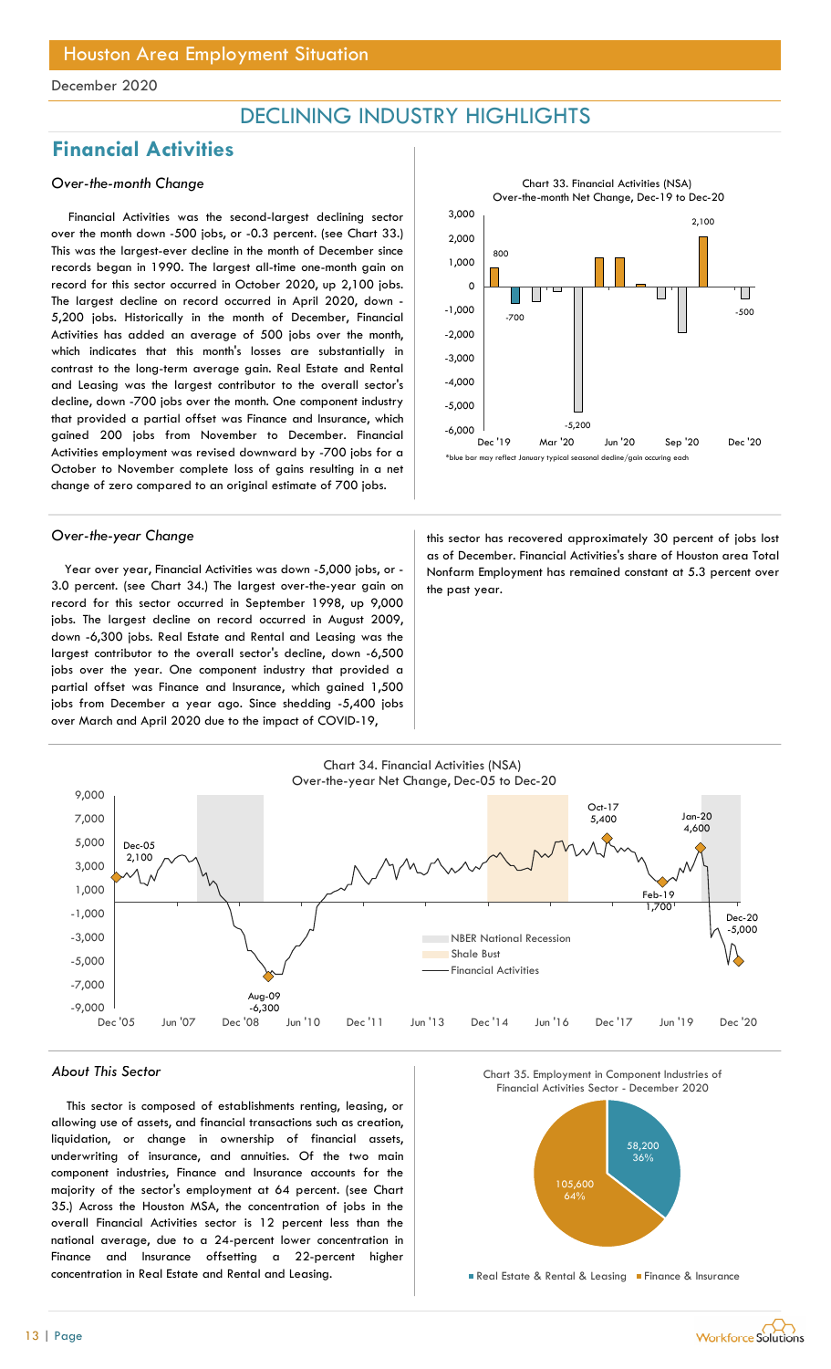December 2020

# DECLINING INDUSTRY HIGHLIGHTS

## Financial Activities

### *Over-the-month Change*

Financial Activities was the second-largest declining sector over the month down -500 jobs, or -0.3 percent. (see Chart 33.) This was the largest-ever decline in the month of December since records began in 1990. The largest all-time one-month gain on record for this sector occurred in October 2020, up 2,100 jobs. The largest decline on record occurred in April 2020, down -5,200 jobs. Historically in the month of December, Financial Activities has added an average of 500 jobs over the month, which indicates that this month's losses are substantially in contrast to the long-term average gain. Real Estate and Rental and Leasing was the largest contributor to the overall sector's decline, down -700 jobs over the month. One component industry that provided a partial offset was Finance and Insurance, which gained 200 jobs from November to December. Financial Activities employment was revised downward by -700 jobs for a October to November complete loss of gains resulting in a net change of zero compared to an original estimate of 700 jobs.

Chart 33. Financial Activities (NSA) Over-the-month Net Change, Dec-19 to Dec-20

*blue bar may reflect January typical seasonal decline/gain occuring each

### *Over-the-year Change*

Year over year, Financial Activities was down -5,000 jobs, or -3.0 percent. (see Chart 34.) The largest over-the-year gain on record for this sector occurred in September 1998, up 9,000 jobs. The largest decline on record occurred in August 2009, down -6,300 jobs. Real Estate and Rental and Leasing was the largest contributor to the overall sector's decline, down -6,500 jobs over the year. One component industry that provided a partial offset was Finance and Insurance, which gained 1,500 jobs from December a year ago. Since shedding -5,400 jobs over March and April 2020 due to the impact of COVID-19, this sector has recovered approximately 30 percent of jobs lost as of December. Financial Activities's share of Houston area Total Nonfarm Employment has remained constant at 5.3 percent over the past year.

Chart 34. Financial Activities (NSA) Over-the-year Net Change, Dec-05 to Dec-20

### *About This Sector*

This sector is composed of establishments renting, leasing, or allowing use of assets, and financial transactions such as creation, liquidation, or change in ownership of financial assets, underwriting of insurance, and annuities. Of the two main component industries, Finance and Insurance accounts for the majority of the sector's employment at 64 percent. (see Chart 35.) Across the Houston MSA, the concentration of jobs in the overall Financial Activities sector is 12 percent less than the national average, due to a 24-percent lower concentration in Finance and Insurance offsetting a 22-percent higher concentration in Real Estate and Rental and Leasing.

Chart 35. Employment in Component Industries of Financial Activities Sector - December 2020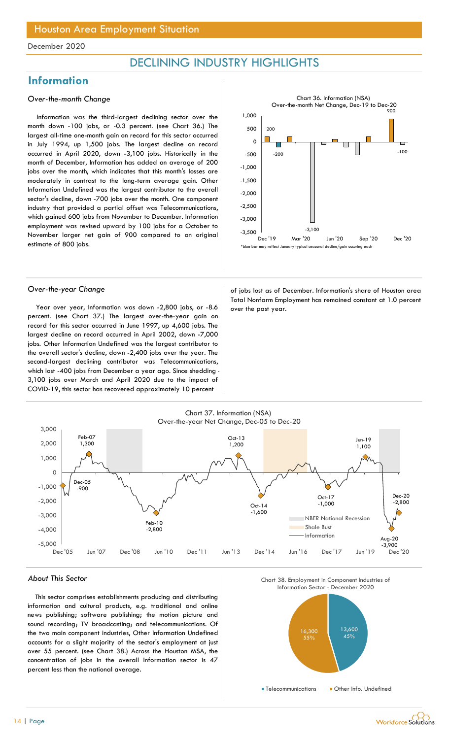## DECLINING INDUSTRY HIGHLIGHTS

# Information

### Over-the-month Change

Information was the third-largest declining sector over the month down -100 jobs, or -0.3 percent. (see Chart 36.) The largest all-time one-month gain on record for this sector occurred in July 1994, up 1,500 jobs. The largest decline on record occurred in April 2020, down -3,100 jobs. Historically in the month of December, Information has added an average of 200 jobs over the month, which indicates that this month's losses are moderately in contrast to the long-term average gain. Other Information Undefined was the largest contributor to the overall sector's decline, down -700 jobs over the month. One component industry that provided a partial offset was Telecommunications, which gained 600 jobs from November to December. Information employment was revised upward by 100 jobs for a October to November larger net gain of 900 compared to an original estimate of 800 jobs.

Chart 36. Information (NSA) Over-the-month Net Change, Dec-19 to Dec-20

*blue bar may reflect January typical seasonal decline/gain occuring each

### Over-the-year Change

Year over year, Information was down -2,800 jobs, or -8.6 percent. (see Chart 37.) The largest over-the-year gain on record for this sector occurred in June 1997, up 4,600 jobs. The largest decline on record occurred in April 2002, down -7,000 jobs. Other Information Undefined was the largest contributor to the overall sector's decline, down -2,400 jobs over the year. The second-largest declining contributor was Telecommunications, which lost -400 jobs from December a year ago. Since shedding -3,100 jobs over March and April 2020 due to the impact of COVID-19, this sector has recovered approximately 10 percent of jobs lost as of December. Information's share of Houston area Total Nonfarm Employment has remained constant at 1.0 percent over the past year.

Chart 37. Information (NSA) Over-the-year Net Change, Dec-05 to Dec-20

### About This Sector

This sector comprises establishments producing and distributing information and cultural products, e.g. traditional and online news publishing; software publishing; the motion picture and sound recording; TV broadcasting; and telecommunications. Of the two main component industries, Other Information Undefined accounts for a slight majority of the sector's employment at just over 55 percent. (see Chart 38.) Across the Houston MSA, the concentration of jobs in the overall Information sector is 47 percent less than the national average.

Chart 38. Employment in Component Industries of Information Sector - December 2020

| Industry | Employment | Share |
|---|---|---|
| Telecommunications | 13,600 | 45% |
| Other Info. Undefined | 16,300 | 55% |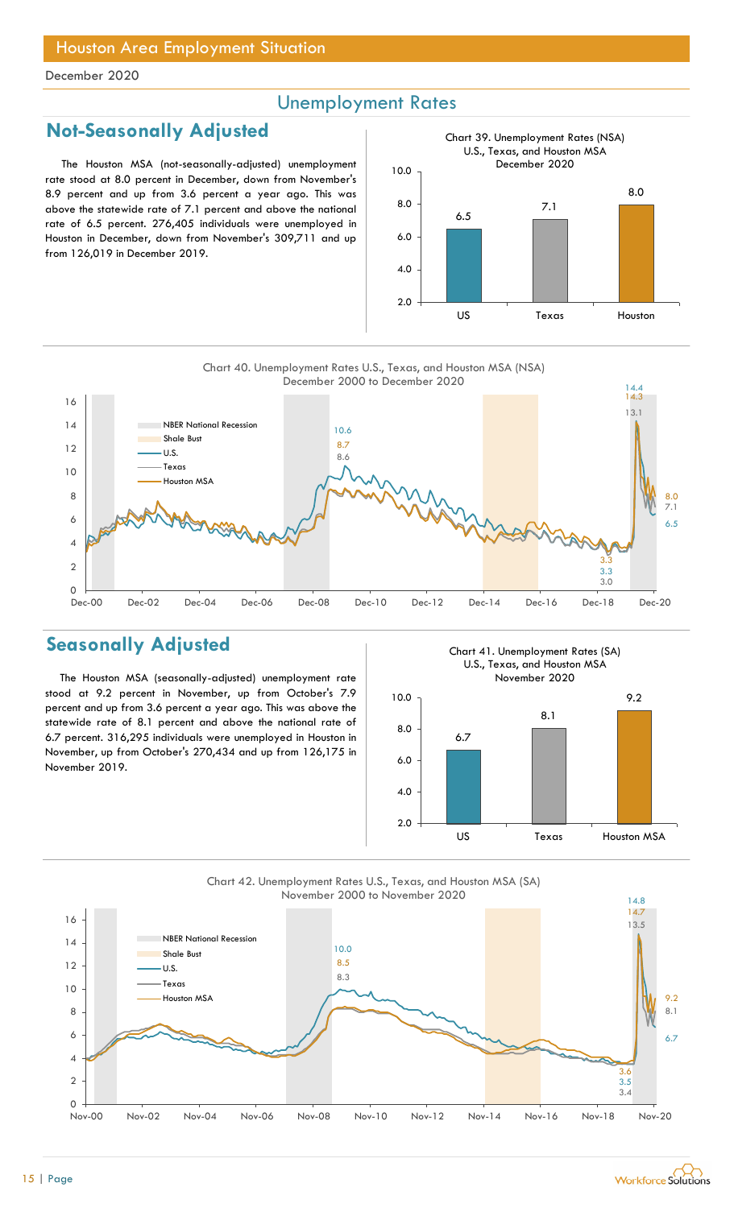Houston Area Employment Situation

December 2020

## Unemployment Rates

## Not-Seasonally Adjusted

The Houston MSA (not-seasonally-adjusted) unemployment rate stood at 8.0 percent in December, down from November's 8.9 percent and up from 3.6 percent a year ago. This was above the statewide rate of 7.1 percent and above the national rate of 6.5 percent. 276,405 individuals were unemployed in Houston in December, down from November's 309,711 and up from 126,019 in December 2019.

Chart 39. Unemployment Rates (NSA) U.S., Texas, and Houston MSA December 2020

| | US | Texas | Houston |
|---|---|---|---|
| Unemployment Rate | 6.5 | 7.1 | 8.0 |

Chart 40. Unemployment Rates U.S., Texas, and Houston MSA (NSA) December 2000 to December 2020

## Seasonally Adjusted

The Houston MSA (seasonally-adjusted) unemployment rate stood at 9.2 percent in November, up from October's 7.9 percent and up from 3.6 percent a year ago. This was above the statewide rate of 8.1 percent and above the national rate of 6.7 percent. 316,295 individuals were unemployed in Houston in November, up from October's 270,434 and up from 126,175 in November 2019.

Chart 41. Unemployment Rates (SA) U.S., Texas, and Houston MSA November 2020

| | US | Texas | Houston MSA |
|---|---|---|---|
| Unemployment Rate | 6.7 | 8.1 | 9.2 |

Chart 42. Unemployment Rates U.S., Texas, and Houston MSA (SA) November 2000 to November 2020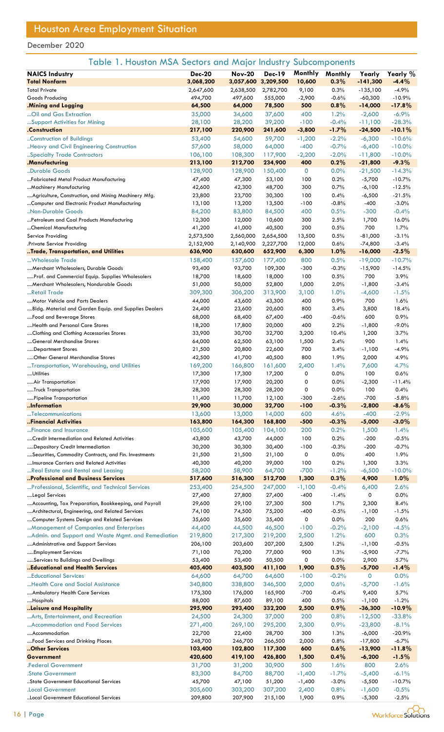# Houston Area Employment Situation

December 2020

## Table 1. Houston MSA Sectors and Major Industry Subcomponents

| NAICS Industry | Dec-20 | Nov-20 | Dec-19 | Monthly | Monthly | Yearly | Yearly % |
|---|---|---|---|---|---|---|---|
| **Total Nonfarm** | **3,068,200** | **3,057,600** | **3,209,500** | **10,600** | **0.3%** | **-141,300** | **-4.4%** |
| Total Private | 2,647,600 | 2,638,500 | 2,782,700 | 9,100 | 0.3% | -135,100 | -4.9% |
| Goods Producing | 494,700 | 497,600 | 555,000 | -2,900 | -0.6% | -60,300 | -10.9% |
| **.Mining and Logging** | **64,500** | **64,000** | **78,500** | **500** | **0.8%** | **-14,000** | **-17.8%** |
| ...Oil and Gas Extraction | 35,000 | 34,600 | 37,600 | 400 | 1.2% | -2,600 | -6.9% |
| ...Support Activities for Mining | 28,100 | 28,200 | 39,200 | -100 | -0.4% | -11,100 | -28.3% |
| **.Construction** | **217,100** | **220,900** | **241,600** | **-3,800** | **-1.7%** | **-24,500** | **-10.1%** |
| ..Construction of Buildings | 53,400 | 54,600 | 59,700 | -1,200 | -2.2% | -6,300 | -10.6% |
| ..Heavy and Civil Engineering Construction | 57,600 | 58,000 | 64,000 | -400 | -0.7% | -6,400 | -10.0% |
| ..Specialty Trade Contractors | 106,100 | 108,300 | 117,900 | -2,200 | -2.0% | -11,800 | -10.0% |
| **.Manufacturing** | **213,100** | **212,700** | **234,900** | **400** | **0.2%** | **-21,800** | **-9.3%** |
| ..Durable Goods | 128,900 | 128,900 | 150,400 | 0 | 0.0% | -21,500 | -14.3% |
| ...Fabricated Metal Product Manufacturing | 47,400 | 47,300 | 53,100 | 100 | 0.2% | -5,700 | -10.7% |
| ...Machinery Manufacturing | 42,600 | 42,300 | 48,700 | 300 | 0.7% | -6,100 | -12.5% |
| ....Agriculture, Construction, and Mining Machinery Mfg. | 23,800 | 23,700 | 30,300 | 100 | 0.4% | -6,500 | -21.5% |
| ...Computer and Electronic Product Manufacturing | 13,100 | 13,200 | 13,500 | -100 | -0.8% | -400 | -3.0% |
| ..Non-Durable Goods | 84,200 | 83,800 | 84,500 | 400 | 0.5% | -300 | -0.4% |
| ...Petroleum and Coal Products Manufacturing | 12,300 | 12,000 | 10,600 | 300 | 2.5% | 1,700 | 16.0% |
| ...Chemical Manufacturing | 41,200 | 41,000 | 40,500 | 200 | 0.5% | 700 | 1.7% |
| Service Providing | 2,573,500 | 2,560,000 | 2,654,500 | 13,500 | 0.5% | -81,000 | -3.1% |
| .Private Service Providing | 2,152,900 | 2,140,900 | 2,227,700 | 12,000 | 0.6% | -74,800 | -3.4% |
| **..Trade, Transportation, and Utilities** | **636,900** | **630,600** | **652,900** | **6,300** | **1.0%** | **-16,000** | **-2.5%** |
| ...Wholesale Trade | 158,400 | 157,600 | 177,400 | 800 | 0.5% | -19,000 | -10.7% |
| ....Merchant Wholesalers, Durable Goods | 93,400 | 93,700 | 109,300 | -300 | -0.3% | -15,900 | -14.5% |
| .....Prof. and Commercial Equip. Supplies Wholesalers | 18,700 | 18,600 | 18,000 | 100 | 0.5% | 700 | 3.9% |
| ....Merchant Wholesalers, Nondurable Goods | 51,000 | 50,000 | 52,800 | 1,000 | 2.0% | -1,800 | -3.4% |
| ...Retail Trade | 309,300 | 306,200 | 313,900 | 3,100 | 1.0% | -4,600 | -1.5% |
| ....Motor Vehicle and Parts Dealers | 44,000 | 43,600 | 43,300 | 400 | 0.9% | 700 | 1.6% |
| ....Bldg. Material and Garden Equip. and Supplies Dealers | 24,400 | 23,600 | 20,600 | 800 | 3.4% | 3,800 | 18.4% |
| ....Food and Beverage Stores | 68,000 | 68,400 | 67,400 | -400 | -0.6% | 600 | 0.9% |
| ....Health and Personal Care Stores | 18,200 | 17,800 | 20,000 | 400 | 2.2% | -1,800 | -9.0% |
| ....Clothing and Clothing Accessories Stores | 33,900 | 30,700 | 32,700 | 3,200 | 10.4% | 1,200 | 3.7% |
| ....General Merchandise Stores | 64,000 | 62,500 | 63,100 | 1,500 | 2.4% | 900 | 1.4% |
| .....Department Stores | 21,500 | 20,800 | 22,600 | 700 | 3.4% | -1,100 | -4.9% |
| .....Other General Merchandise Stores | 42,500 | 41,700 | 40,500 | 800 | 1.9% | 2,000 | 4.9% |
| ...Transportation, Warehousing, and Utilities | 169,200 | 166,800 | 161,600 | 2,400 | 1.4% | 7,600 | 4.7% |
| ....Utilities | 17,300 | 17,300 | 17,200 | 0 | 0.0% | 100 | 0.6% |
| .....Air Transportation | 17,900 | 17,900 | 20,200 | 0 | 0.0% | -2,300 | -11.4% |
| .....Truck Transportation | 28,300 | 28,300 | 28,200 | 0 | 0.0% | 100 | 0.4% |
| .....Pipeline Transportation | 11,400 | 11,700 | 12,100 | -300 | -2.6% | -700 | -5.8% |
| **..Information** | **29,900** | **30,000** | **32,700** | **-100** | **-0.3%** | **-2,800** | **-8.6%** |
| ...Telecommunications | 13,600 | 13,000 | 14,000 | 600 | 4.6% | -400 | -2.9% |
| **..Financial Activities** | **163,800** | **164,300** | **168,800** | **-500** | **-0.3%** | **-5,000** | **-3.0%** |
| ...Finance and Insurance | 105,600 | 105,400 | 104,100 | 200 | 0.2% | 1,500 | 1.4% |
| ....Credit Intermediation and Related Activities | 43,800 | 43,700 | 44,000 | 100 | 0.2% | -200 | -0.5% |
| .....Depository Credit Intermediation | 30,200 | 30,300 | 30,400 | -100 | -0.3% | -200 | -0.7% |
| ....Securities, Commodity Contracts, and Fin. Investments | 21,500 | 21,500 | 21,100 | 0 | 0.0% | 400 | 1.9% |
| ....Insurance Carriers and Related Activities | 40,300 | 40,200 | 39,000 | 100 | 0.2% | 1,300 | 3.3% |
| ...Real Estate and Rental and Leasing | 58,200 | 58,900 | 64,700 | -700 | -1.2% | -6,500 | -10.0% |
| **..Professional and Business Services** | **517,600** | **516,300** | **512,700** | **1,300** | **0.3%** | **4,900** | **1.0%** |
| ...Professional, Scientific, and Technical Services | 253,400 | 254,500 | 247,000 | -1,100 | -0.4% | 6,400 | 2.6% |
| ....Legal Services | 27,400 | 27,800 | 27,400 | -400 | -1.4% | 0 | 0.0% |
| ....Accounting, Tax Preparation, Bookkeeping, and Payroll | 29,600 | 29,100 | 27,300 | 500 | 1.7% | 2,300 | 8.4% |
| ....Architectural, Engineering, and Related Services | 74,100 | 74,500 | 75,200 | -400 | -0.5% | -1,100 | -1.5% |
| ....Computer Systems Design and Related Services | 35,600 | 35,600 | 35,400 | 0 | 0.0% | 200 | 0.6% |
| ...Management of Companies and Enterprises | 44,400 | 44,500 | 46,500 | -100 | -0.2% | -2,100 | -4.5% |
| ...Admin. and Support and Waste Mgmt. and Remediation | 219,800 | 217,300 | 219,200 | 2,500 | 1.2% | 600 | 0.3% |
| ....Administrative and Support Services | 206,100 | 203,600 | 207,200 | 2,500 | 1.2% | -1,100 | -0.5% |
| .....Employment Services | 71,100 | 70,200 | 77,000 | 900 | 1.3% | -5,900 | -7.7% |
| .....Services to Buildings and Dwellings | 53,400 | 53,400 | 50,500 | 0 | 0.0% | 2,900 | 5.7% |
| **..Educational and Health Services** | **405,400** | **403,500** | **411,100** | **1,900** | **0.5%** | **-5,700** | **-1.4%** |
| ...Educational Services | 64,600 | 64,700 | 64,600 | -100 | -0.2% | 0 | 0.0% |
| ...Health Care and Social Assistance | 340,800 | 338,800 | 346,500 | 2,000 | 0.6% | -5,700 | -1.6% |
| ....Ambulatory Health Care Services | 175,300 | 176,000 | 165,900 | -700 | -0.4% | 9,400 | 5.7% |
| ....Hospitals | 88,000 | 87,600 | 89,100 | 400 | 0.5% | -1,100 | -1.2% |
| **..Leisure and Hospitality** | **295,900** | **293,400** | **332,200** | **2,500** | **0.9%** | **-36,300** | **-10.9%** |
| ...Arts, Entertainment, and Recreation | 24,500 | 24,300 | 37,000 | 200 | 0.8% | -12,500 | -33.8% |
| ...Accommodation and Food Services | 271,400 | 269,100 | 295,200 | 2,300 | 0.9% | -23,800 | -8.1% |
| ....Accommodation | 22,700 | 22,400 | 28,700 | 300 | 1.3% | -6,000 | -20.9% |
| ....Food Services and Drinking Places | 248,700 | 246,700 | 266,500 | 2,000 | 0.8% | -17,800 | -6.7% |
| **..Other Services** | **103,400** | **102,800** | **117,300** | **600** | **0.6%** | **-13,900** | **-11.8%** |
| **Government** | **420,600** | **419,100** | **426,800** | **1,500** | **0.4%** | **-6,200** | **-1.5%** |
| .Federal Government | 31,700 | 31,200 | 30,900 | 500 | 1.6% | 800 | 2.6% |
| .State Government | 83,300 | 84,700 | 88,700 | -1,400 | -1.7% | -5,400 | -6.1% |
| ..State Government Educational Services | 45,700 | 47,100 | 51,200 | -1,400 | -3.0% | -5,500 | -10.7% |
| .Local Government | 305,600 | 303,200 | 307,200 | 2,400 | 0.8% | -1,600 | -0.5% |
| ..Local Government Educational Services | 209,800 | 207,900 | 215,100 | 1,900 | 0.9% | -5,300 | -2.5% |